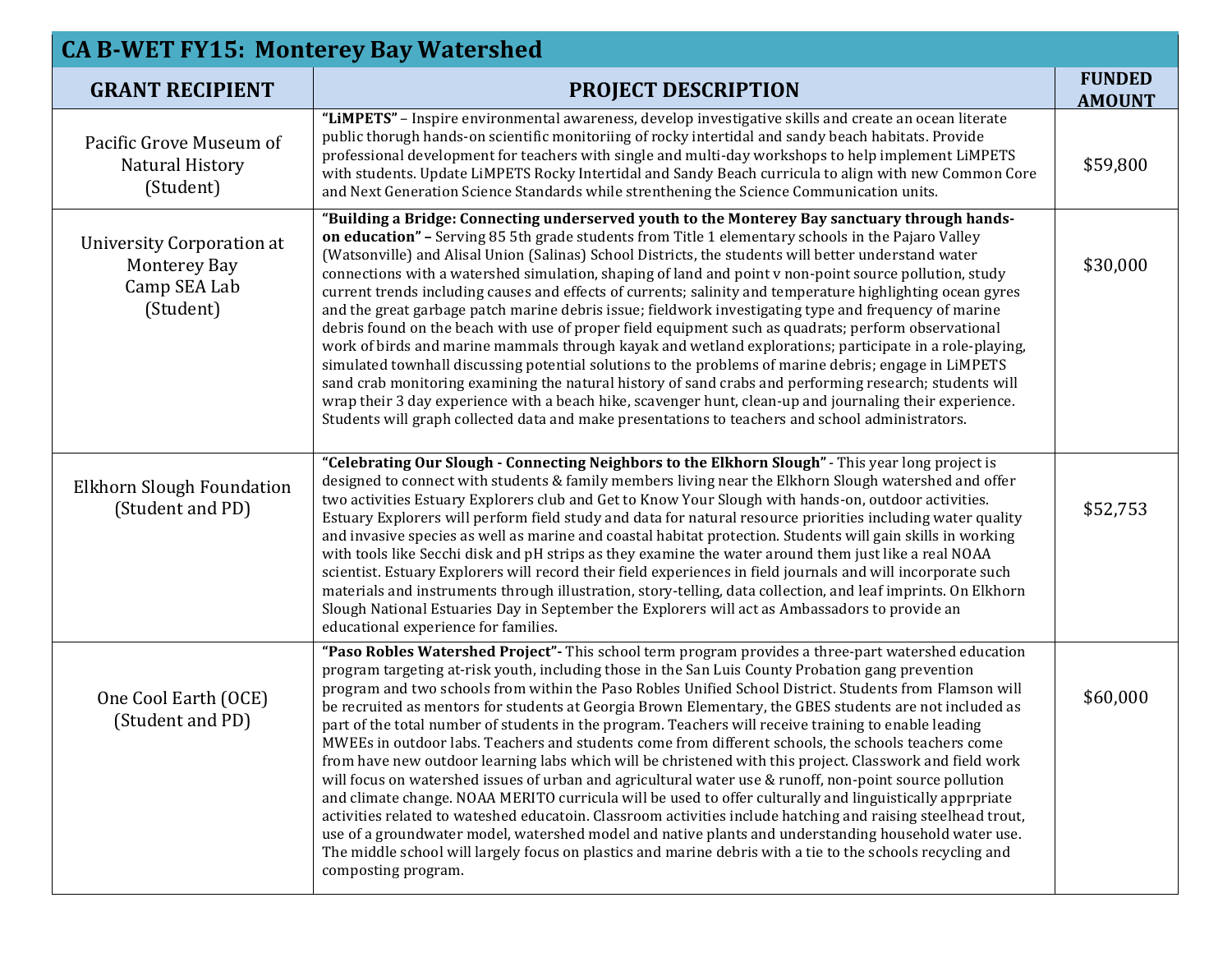## CA B-WET FY15: Monterey Bay Watershed

| GRANT RECIPIENT | PROJECT DESCRIPTION | FUNDED AMOUNT |
|---|---|---|
| Pacific Grove Museum of Natural History (Student) | **"LiMPETS"** – Inspire environmental awareness, develop investigative skills and create an ocean literate public thorugh hands-on scientific monitoriing of rocky intertidal and sandy beach habitats. Provide professional development for teachers with single and multi-day workshops to help implement LiMPETS with students. Update LiMPETS Rocky Intertidal and Sandy Beach curricula to align with new Common Core and Next Generation Science Standards while strenthening the Science Communication units. | $59,800 |
| University Corporation at Monterey Bay Camp SEA Lab (Student) | **"Building a Bridge: Connecting underserved youth to the Monterey Bay sanctuary through hands-on education" –** Serving 85 5th grade students from Title 1 elementary schools in the Pajaro Valley (Watsonville) and Alisal Union (Salinas) School Districts, the students will better understand water connections with a watershed simulation, shaping of land and point v non-point source pollution, study current trends including causes and effects of currents; salinity and temperature highlighting ocean gyres and the great garbage patch marine debris issue; fieldwork investigating type and frequency of marine debris found on the beach with use of proper field equipment such as quadrats; perform observational work of birds and marine mammals through kayak and wetland explorations; participate in a role-playing, simulated townhall discussing potential solutions to the problems of marine debris; engage in LiMPETS sand crab monitoring examining the natural history of sand crabs and performing research; students will wrap their 3 day experience with a beach hike, scavenger hunt, clean-up and journaling their experience. Students will graph collected data and make presentations to teachers and school administrators. | $30,000 |
| Elkhorn Slough Foundation (Student and PD) | **"Celebrating Our Slough - Connecting Neighbors to the Elkhorn Slough"** - This year long project is designed to connect with students & family members living near the Elkhorn Slough watershed and offer two activities Estuary Explorers club and Get to Know Your Slough with hands-on, outdoor activities. Estuary Explorers will perform field study and data for natural resource priorities including water quality and invasive species as well as marine and coastal habitat protection. Students will gain skills in working with tools like Secchi disk and pH strips as they examine the water around them just like a real NOAA scientist. Estuary Explorers will record their field experiences in field journals and will incorporate such materials and instruments through illustration, story-telling, data collection, and leaf imprints. On Elkhorn Slough National Estuaries Day in September the Explorers will act as Ambassadors to provide an educational experience for families. | $52,753 |
| One Cool Earth (OCE) (Student and PD) | **"Paso Robles Watershed Project"-** This school term program provides a three-part watershed education program targeting at-risk youth, including those in the San Luis County Probation gang prevention program and two schools from within the Paso Robles Unified School District. Students from Flamson will be recruited as mentors for students at Georgia Brown Elementary, the GBES students are not included as part of the total number of students in the program. Teachers will receive training to enable leading MWEEs in outdoor labs. Teachers and students come from different schools, the schools teachers come from have new outdoor learning labs which will be christened with this project. Classwork and field work will focus on watershed issues of urban and agricultural water use & runoff, non-point source pollution and climate change. NOAA MERITO curricula will be used to offer culturally and linguistically apprpriate activities related to wateshed educatoin. Classroom activities include hatching and raising steelhead trout, use of a groundwater model, watershed model and native plants and understanding household water use. The middle school will largely focus on plastics and marine debris with a tie to the schools recycling and composting program. | $60,000 |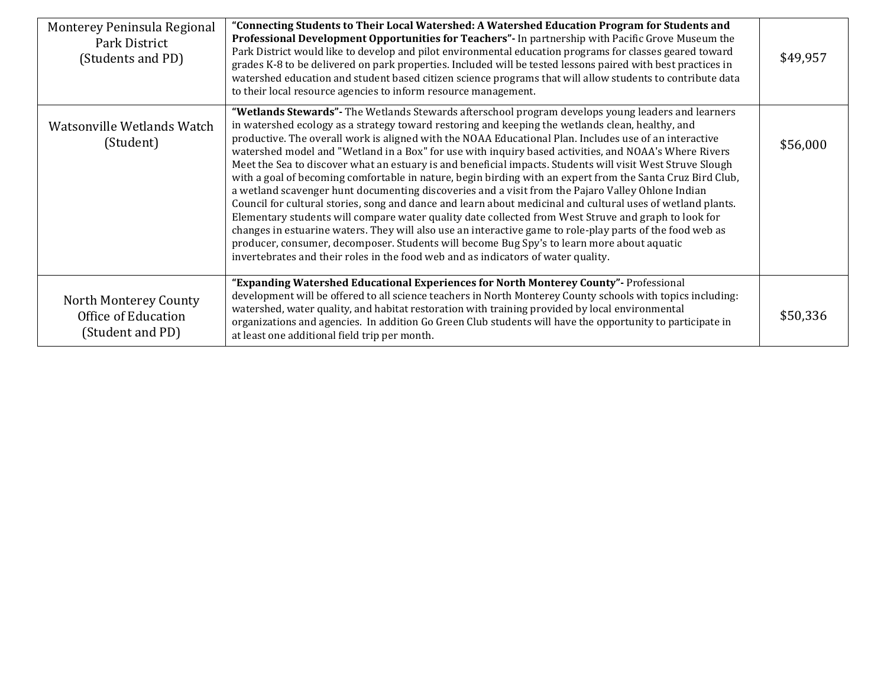| | | |
|---|---|---|
| Monterey Peninsula Regional Park District (Students and PD) | **"Connecting Students to Their Local Watershed: A Watershed Education Program for Students and Professional Development Opportunities for Teachers"-** In partnership with Pacific Grove Museum the Park District would like to develop and pilot environmental education programs for classes geared toward grades K-8 to be delivered on park properties. Included will be tested lessons paired with best practices in watershed education and student based citizen science programs that will allow students to contribute data to their local resource agencies to inform resource management. | $49,957 |
| Watsonville Wetlands Watch (Student) | **"Wetlands Stewards"-** The Wetlands Stewards afterschool program develops young leaders and learners in watershed ecology as a strategy toward restoring and keeping the wetlands clean, healthy, and productive. The overall work is aligned with the NOAA Educational Plan. Includes use of an interactive watershed model and "Wetland in a Box" for use with inquiry based activities, and NOAA's Where Rivers Meet the Sea to discover what an estuary is and beneficial impacts. Students will visit West Struve Slough with a goal of becoming comfortable in nature, begin birding with an expert from the Santa Cruz Bird Club, a wetland scavenger hunt documenting discoveries and a visit from the Pajaro Valley Ohlone Indian Council for cultural stories, song and dance and learn about medicinal and cultural uses of wetland plants. Elementary students will compare water quality date collected from West Struve and graph to look for changes in estuarine waters. They will also use an interactive game to role-play parts of the food web as producer, consumer, decomposer. Students will become Bug Spy's to learn more about aquatic invertebrates and their roles in the food web and as indicators of water quality. | $56,000 |
| North Monterey County Office of Education (Student and PD) | **"Expanding Watershed Educational Experiences for North Monterey County"-** Professional development will be offered to all science teachers in North Monterey County schools with topics including: watershed, water quality, and habitat restoration with training provided by local environmental organizations and agencies. In addition Go Green Club students will have the opportunity to participate in at least one additional field trip per month. | $50,336 |